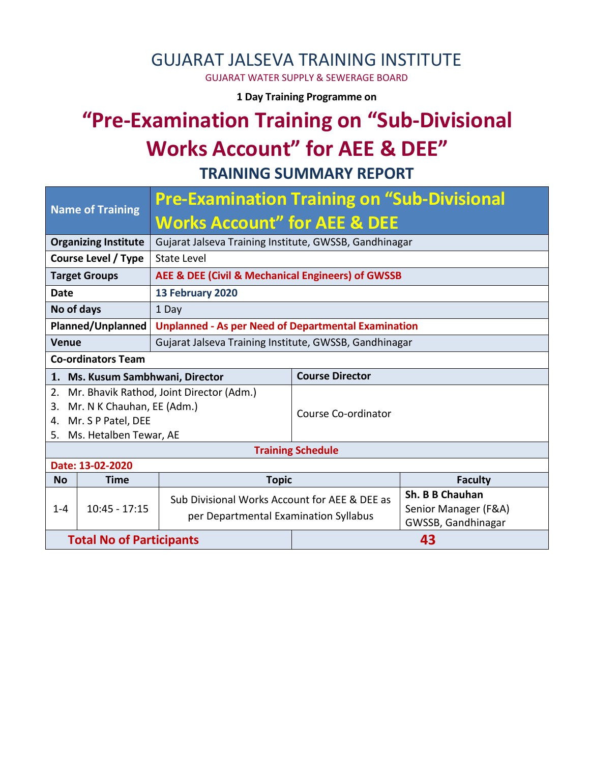# GUJARAT JALSEVA TRAINING INSTITUTE

GUJARAT WATER SUPPLY & SEWERAGE BOARD

**1 Day Training Programme on**

# "Pre-Examination Training on "Sub-Divisional Works Account" for AEE & DEE"

## TRAINING SUMMARY REPORT

| Name of Training | Pre-Examination Training on "Sub-Divisional Works Account" for AEE & DEE |
|---|---|
| **Organizing Institute** | Gujarat Jalseva Training Institute, GWSSB, Gandhinagar |
| **Course Level / Type** | State Level |
| **Target Groups** | **AEE & DEE (Civil & Mechanical Engineers) of GWSSB** |
| **Date** | **13 February 2020** |
| **No of days** | 1 Day |
| **Planned/Unplanned** | **Unplanned - As per Need of Departmental Examination** |
| **Venue** | Gujarat Jalseva Training Institute, GWSSB, Gandhinagar |

**Co-ordinators Team**

| Name | Role |
|---|---|
| **1. Ms. Kusum Sambhwani, Director** | **Course Director** |
| 2. Mr. Bhavik Rathod, Joint Director (Adm.)<br>3. Mr. N K Chauhan, EE (Adm.)<br>4. Mr. S P Patel, DEE<br>5. Ms. Hetalben Tewar, AE | Course Co-ordinator |

**Training Schedule**

**Date: 13-02-2020**

| No | Time | Topic | Faculty |
|---|---|---|---|
| 1-4 | 10:45 - 17:15 | Sub Divisional Works Account for AEE & DEE as per Departmental Examination Syllabus | **Sh. B B Chauhan**<br>Senior Manager (F&A)<br>GWSSB, Gandhinagar |

| **Total No of Participants** | **43** |
|---|---|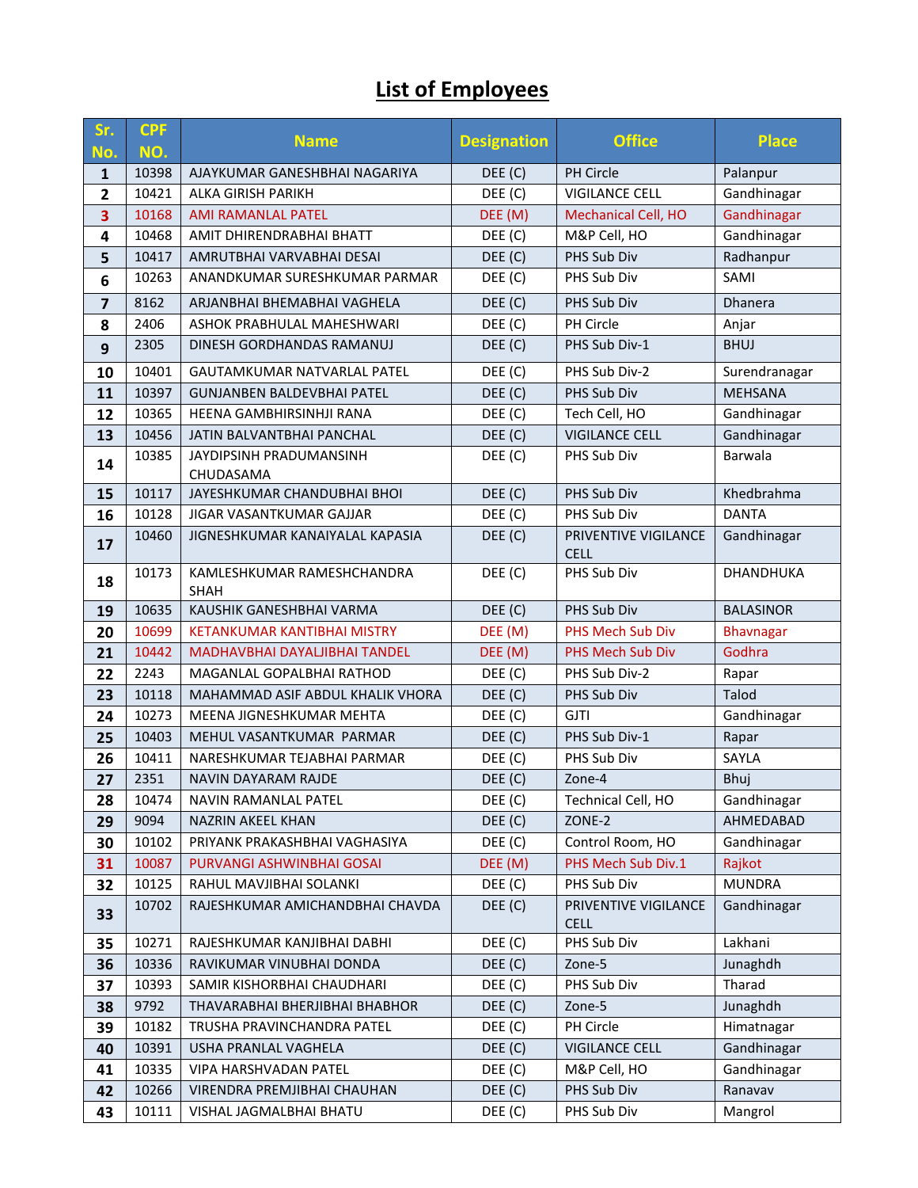# List of Employees

| Sr. No. | CPF NO. | Name | Designation | Office | Place |
|---|---|---|---|---|---|
| 1 | 10398 | AJAYKUMAR GANESHBHAI NAGARIYA | DEE (C) | PH Circle | Palanpur |
| 2 | 10421 | ALKA GIRISH PARIKH | DEE (C) | VIGILANCE CELL | Gandhinagar |
| 3 | 10168 | AMI RAMANLAL PATEL | DEE (M) | Mechanical Cell, HO | Gandhinagar |
| 4 | 10468 | AMIT DHIRENDRABHAI BHATT | DEE (C) | M&P Cell, HO | Gandhinagar |
| 5 | 10417 | AMRUTBHAI VARVABHAI DESAI | DEE (C) | PHS Sub Div | Radhanpur |
| 6 | 10263 | ANANDKUMAR SURESHKUMAR PARMAR | DEE (C) | PHS Sub Div | SAMI |
| 7 | 8162 | ARJANBHAI BHEMABHAI VAGHELA | DEE (C) | PHS Sub Div | Dhanera |
| 8 | 2406 | ASHOK PRABHULAL MAHESHWARI | DEE (C) | PH Circle | Anjar |
| 9 | 2305 | DINESH GORDHANDAS RAMANUJ | DEE (C) | PHS Sub Div-1 | BHUJ |
| 10 | 10401 | GAUTAMKUMAR NATVARLAL PATEL | DEE (C) | PHS Sub Div-2 | Surendranagar |
| 11 | 10397 | GUNJANBEN BALDEVBHAI PATEL | DEE (C) | PHS Sub Div | MEHSANA |
| 12 | 10365 | HEENA GAMBHIRSINHJI RANA | DEE (C) | Tech Cell, HO | Gandhinagar |
| 13 | 10456 | JATIN BALVANTBHAI PANCHAL | DEE (C) | VIGILANCE CELL | Gandhinagar |
| 14 | 10385 | JAYDIPSINH PRADUMANSINH CHUDASAMA | DEE (C) | PHS Sub Div | Barwala |
| 15 | 10117 | JAYESHKUMAR CHANDUBHAI BHOI | DEE (C) | PHS Sub Div | Khedbrahma |
| 16 | 10128 | JIGAR VASANTKUMAR GAJJAR | DEE (C) | PHS Sub Div | DANTA |
| 17 | 10460 | JIGNESHKUMAR KANAIYALAL KAPASIA | DEE (C) | PRIVENTIVE VIGILANCE CELL | Gandhinagar |
| 18 | 10173 | KAMLESHKUMAR RAMESHCHANDRA SHAH | DEE (C) | PHS Sub Div | DHANDHUKA |
| 19 | 10635 | KAUSHIK GANESHBHAI VARMA | DEE (C) | PHS Sub Div | BALASINOR |
| 20 | 10699 | KETANKUMAR KANTIBHAI MISTRY | DEE (M) | PHS Mech Sub Div | Bhavnagar |
| 21 | 10442 | MADHAVBHAI DAYALJIBHAI TANDEL | DEE (M) | PHS Mech Sub Div | Godhra |
| 22 | 2243 | MAGANLAL GOPALBHAI RATHOD | DEE (C) | PHS Sub Div-2 | Rapar |
| 23 | 10118 | MAHAMMAD ASIF ABDUL KHALIK VHORA | DEE (C) | PHS Sub Div | Talod |
| 24 | 10273 | MEENA JIGNESHKUMAR MEHTA | DEE (C) | GJTI | Gandhinagar |
| 25 | 10403 | MEHUL VASANTKUMAR PARMAR | DEE (C) | PHS Sub Div-1 | Rapar |
| 26 | 10411 | NARESHKUMAR TEJABHAI PARMAR | DEE (C) | PHS Sub Div | SAYLA |
| 27 | 2351 | NAVIN DAYARAM RAJDE | DEE (C) | Zone-4 | Bhuj |
| 28 | 10474 | NAVIN RAMANLAL PATEL | DEE (C) | Technical Cell, HO | Gandhinagar |
| 29 | 9094 | NAZRIN AKEEL KHAN | DEE (C) | ZONE-2 | AHMEDABAD |
| 30 | 10102 | PRIYANK PRAKASHBHAI VAGHASIYA | DEE (C) | Control Room, HO | Gandhinagar |
| 31 | 10087 | PURVANGI ASHWINBHAI GOSAI | DEE (M) | PHS Mech Sub Div.1 | Rajkot |
| 32 | 10125 | RAHUL MAVJIBHAI SOLANKI | DEE (C) | PHS Sub Div | MUNDRA |
| 33 | 10702 | RAJESHKUMAR AMICHANDBHAI CHAVDA | DEE (C) | PRIVENTIVE VIGILANCE CELL | Gandhinagar |
| 35 | 10271 | RAJESHKUMAR KANJIBHAI DABHI | DEE (C) | PHS Sub Div | Lakhani |
| 36 | 10336 | RAVIKUMAR VINUBHAI DONDA | DEE (C) | Zone-5 | Junaghdh |
| 37 | 10393 | SAMIR KISHORBHAI CHAUDHARI | DEE (C) | PHS Sub Div | Tharad |
| 38 | 9792 | THAVARABHAI BHERJIBHAI BHABHOR | DEE (C) | Zone-5 | Junaghdh |
| 39 | 10182 | TRUSHA PRAVINCHANDRA PATEL | DEE (C) | PH Circle | Himatnagar |
| 40 | 10391 | USHA PRANLAL VAGHELA | DEE (C) | VIGILANCE CELL | Gandhinagar |
| 41 | 10335 | VIPA HARSHVADAN PATEL | DEE (C) | M&P Cell, HO | Gandhinagar |
| 42 | 10266 | VIRENDRA PREMJIBHAI CHAUHAN | DEE (C) | PHS Sub Div | Ranavav |
| 43 | 10111 | VISHAL JAGMALBHAI BHATU | DEE (C) | PHS Sub Div | Mangrol |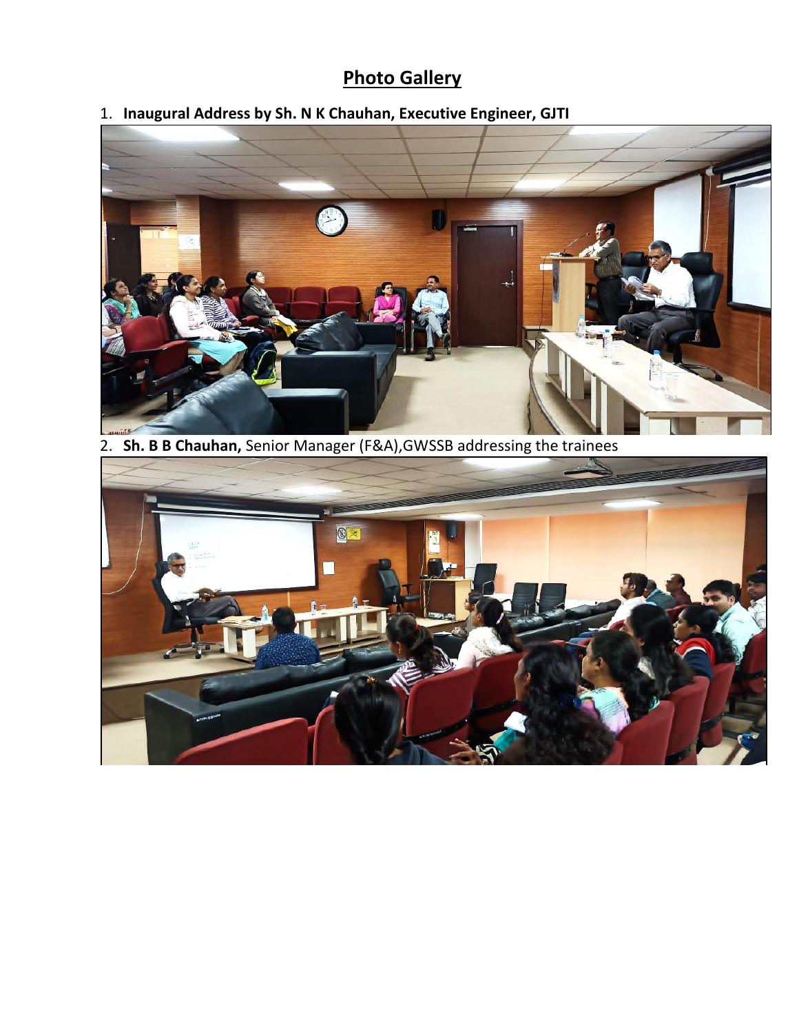# Photo Gallery

1. **Inaugural Address by Sh. N K Chauhan, Executive Engineer, GJTI**

2. **Sh. B B Chauhan,** Senior Manager (F&A),GWSSB addressing the trainees